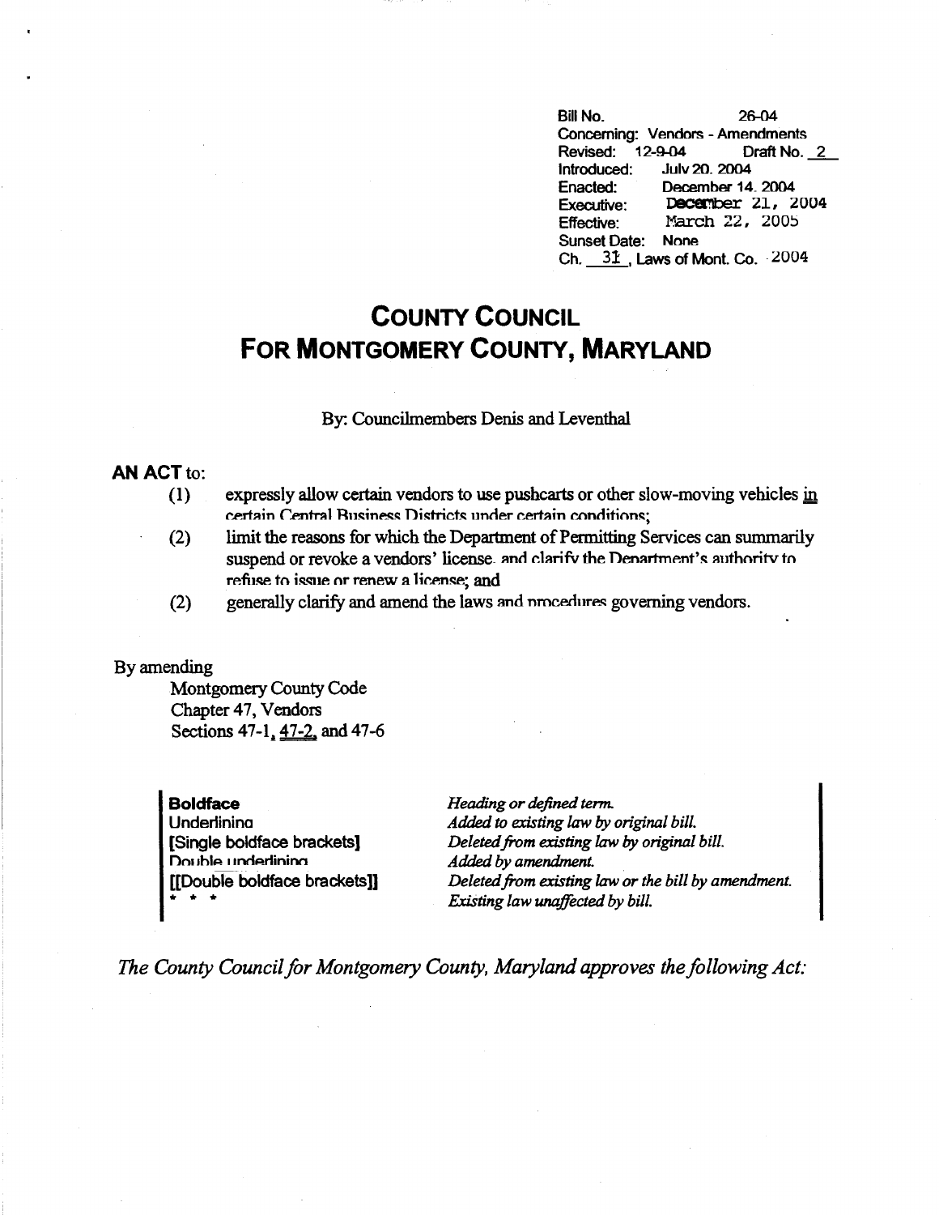Bill No. 26-04
Concerning: Vendors - Amendments
Revised: 12-9-04 Draft No. 2
Introduced: July 20, 2004
Enacted: December 14, 2004
Executive: December 21, 2004
Effective: March 22, 2005
Sunset Date: None
Ch. 31, Laws of Mont. Co. 2004

# COUNTY COUNCIL FOR MONTGOMERY COUNTY, MARYLAND

By: Councilmembers Denis and Leventhal

**AN ACT** to:

(1) expressly allow certain vendors to use pushcarts or other slow-moving vehicles in certain Central Business Districts under certain conditions;

(2) limit the reasons for which the Department of Permitting Services can summarily suspend or revoke a vendors' license and clarify the Department's authority to refuse to issue or renew a license; and

(2) generally clarify and amend the laws and procedures governing vendors.

By amending

Montgomery County Code
Chapter 47, Vendors
Sections 47-1, 47-2, and 47-6

| | |
|---|---|
| **Boldface** | *Heading or defined term.* |
| Underlining | *Added to existing law by original bill.* |
| **[Single boldface brackets]** | *Deleted from existing law by original bill.* |
| Double underlining | *Added by amendment.* |
| **[[Double boldface brackets]]** | *Deleted from existing law or the bill by amendment.* |
| * * * | *Existing law unaffected by bill.* |

*The County Council for Montgomery County, Maryland approves the following Act:*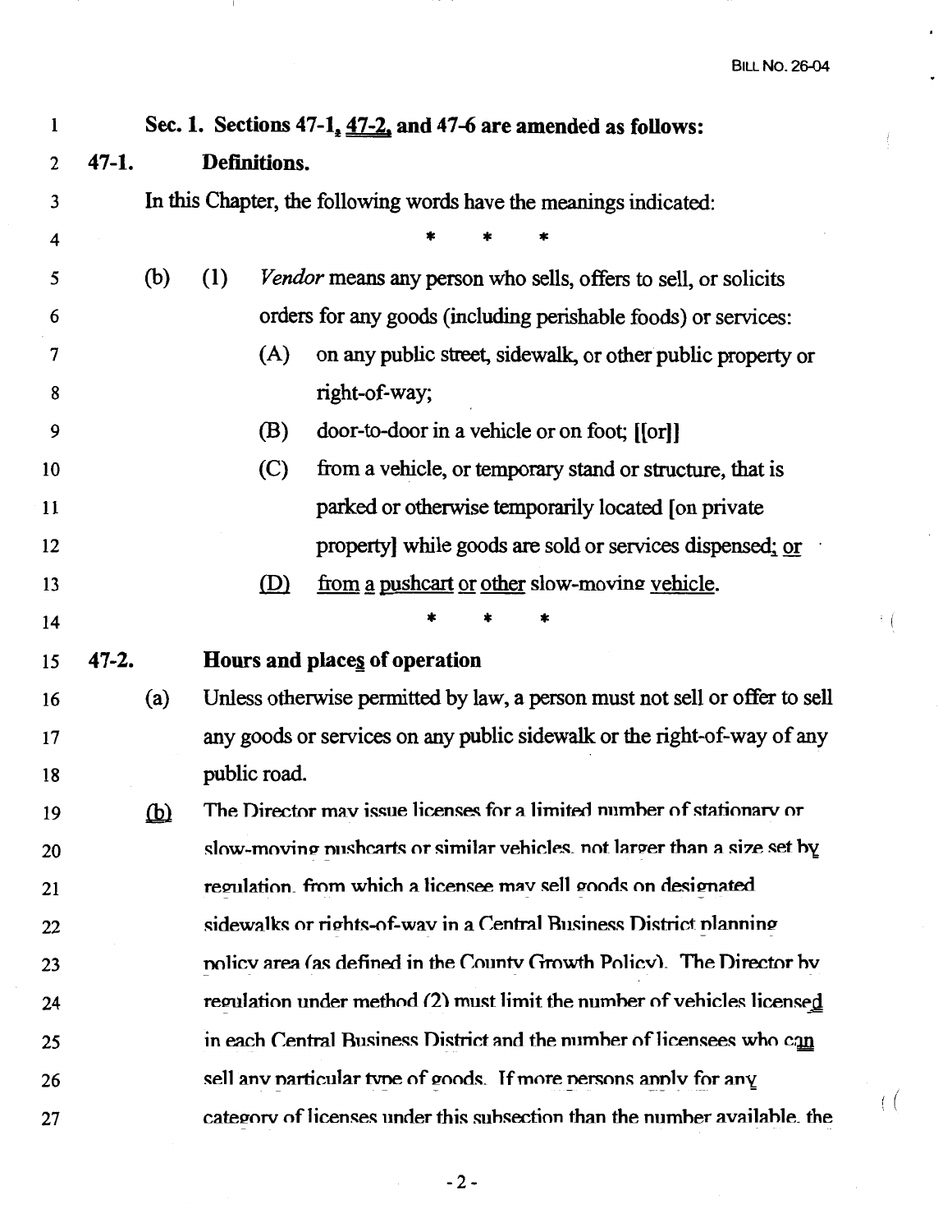**Sec. 1. Sections 47-1, 47-2, and 47-6 are amended as follows:**

**47-1. Definitions.**

In this Chapter, the following words have the meanings indicated:

\* \* \*

(b) (1) *Vendor* means any person who sells, offers to sell, or solicits orders for any goods (including perishable foods) or services:

(A) on any public street, sidewalk, or other public property or right-of-way;

(B) door-to-door in a vehicle or on foot; [[or]]

(C) from a vehicle, or temporary stand or structure, that is parked or otherwise temporarily located [on private property] while goods are sold or services dispensed; or

(D) from a pushcart or other slow-moving vehicle.

\* \* \*

**47-2. Hours and places of operation**

(a) Unless otherwise permitted by law, a person must not sell or offer to sell any goods or services on any public sidewalk or the right-of-way of any public road.

(b) The Director may issue licenses for a limited number of stationary or slow-moving pushcarts or similar vehicles, not larger than a size set by regulation, from which a licensee may sell goods on designated sidewalks or rights-of-way in a Central Business District planning policy area (as defined in the County Growth Policy). The Director by regulation under method (2) must limit the number of vehicles licensed in each Central Business District and the number of licensees who can sell any particular type of goods. If more persons apply for any category of licenses under this subsection than the number available, the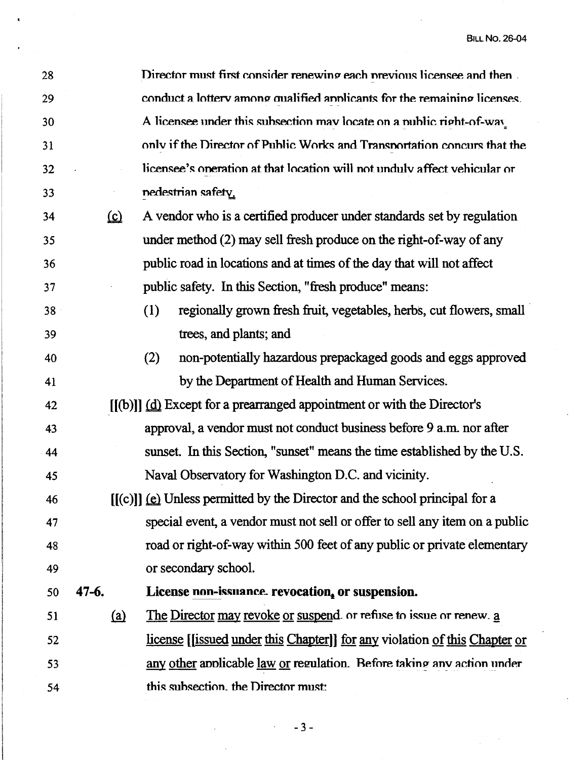28 Director must first consider renewing each previous licensee and then conduct a lottery among qualified applicants for the remaining licenses.

30 A licensee under this subsection may locate on a public right-of-way only if the Director of Public Works and Transportation concurs that the licensee's operation at that location will not unduly affect vehicular or pedestrian safety.

34 (c) A vendor who is a certified producer under standards set by regulation under method (2) may sell fresh produce on the right-of-way of any public road in locations and at times of the day that will not affect public safety. In this Section, "fresh produce" means:

38 (1) regionally grown fresh fruit, vegetables, herbs, cut flowers, small trees, and plants; and

40 (2) non-potentially hazardous prepackaged goods and eggs approved by the Department of Health and Human Services.

42 [[(b)]] (d) Except for a prearranged appointment or with the Director's approval, a vendor must not conduct business before 9 a.m. nor after sunset. In this Section, "sunset" means the time established by the U.S. Naval Observatory for Washington D.C. and vicinity.

46 [[(c)]] (e) Unless permitted by the Director and the school principal for a special event, a vendor must not sell or offer to sell any item on a public road or right-of-way within 500 feet of any public or private elementary or secondary school.

50 **47-6. License non-issuance, revocation, or suspension.**

51 (a) The Director may revoke or suspend, or refuse to issue or renew, a license [[issued under this Chapter]] for any violation of this Chapter or any other applicable law or regulation. Before taking any action under this subsection, the Director must: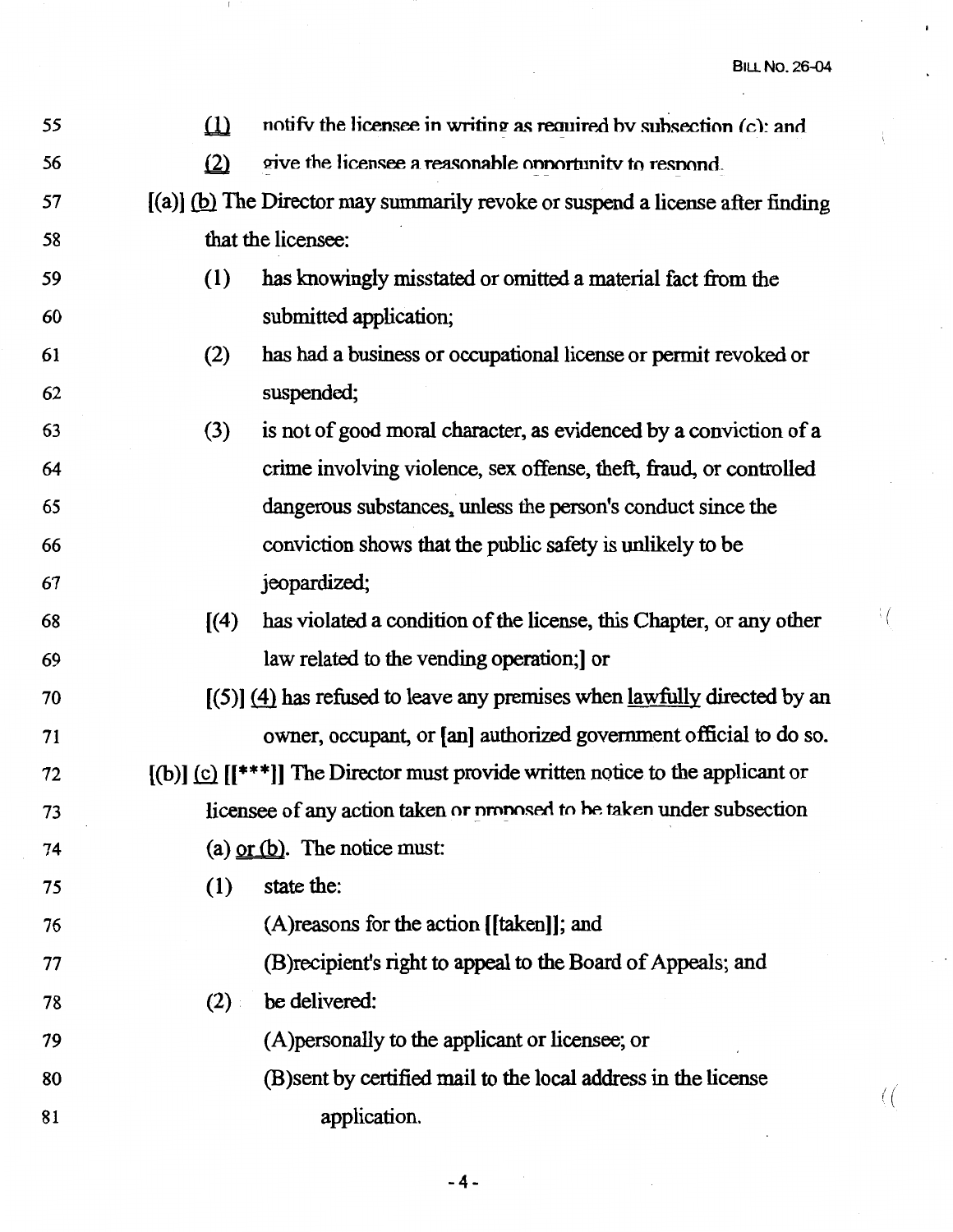55 (1) notify the licensee in writing as required by subsection (c); and

56 (2) give the licensee a reasonable opportunity to respond.

57 [(a)] (b) The Director may summarily revoke or suspend a license after finding

58 that the licensee:

59 (1) has knowingly misstated or omitted a material fact from the

60 submitted application;

61 (2) has had a business or occupational license or permit revoked or

62 suspended;

63 (3) is not of good moral character, as evidenced by a conviction of a

64 crime involving violence, sex offense, theft, fraud, or controlled

65 dangerous substances, unless the person's conduct since the

66 conviction shows that the public safety is unlikely to be

67 jeopardized;

68 [(4) has violated a condition of the license, this Chapter, or any other

69 law related to the vending operation;] or

70 [(5)] (4) has refused to leave any premises when lawfully directed by an

71 owner, occupant, or [an] authorized government official to do so.

72 [(b)] (c) [[***]] The Director must provide written notice to the applicant or

73 licensee of any action taken or proposed to be taken under subsection

74 (a) or (b). The notice must:

75 (1) state the:

76 (A)reasons for the action [[taken]]; and

77 (B)recipient's right to appeal to the Board of Appeals; and

78 (2) be delivered:

79 (A)personally to the applicant or licensee; or

80 (B)sent by certified mail to the local address in the license

81 application.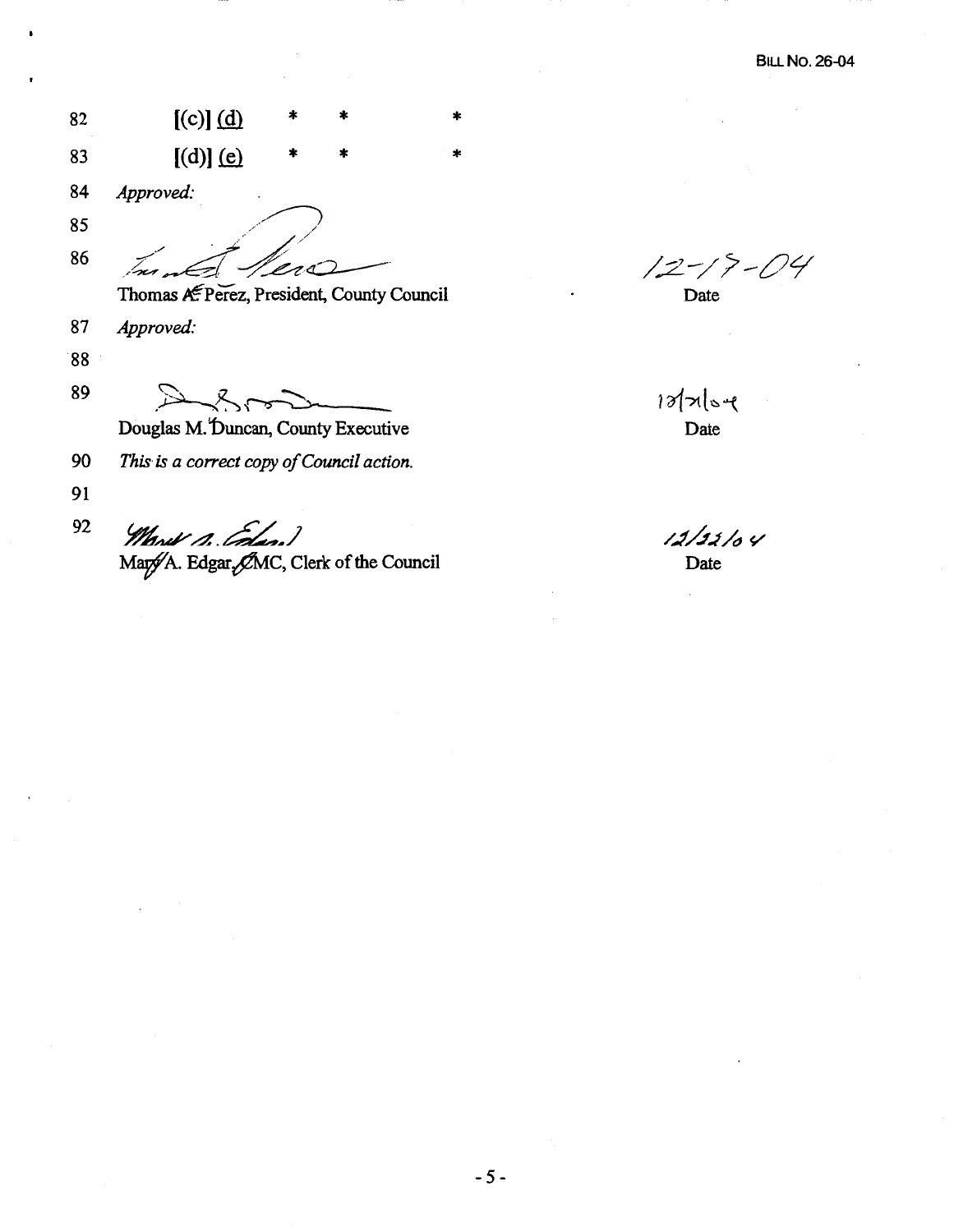82 [(c)] <u>(d)</u> * * *

83 [(d)] <u>(e)</u> * * *

84 *Approved:*

85

86

Thomas A. Perez, President, County Council — 12-17-04 Date

87 *Approved:*

88

89

Douglas M. Duncan, County Executive — 12/21/04 Date

90 *This is a correct copy of Council action.*

91

92

Mary A. Edgar, CMC, Clerk of the Council — 12/22/04 Date